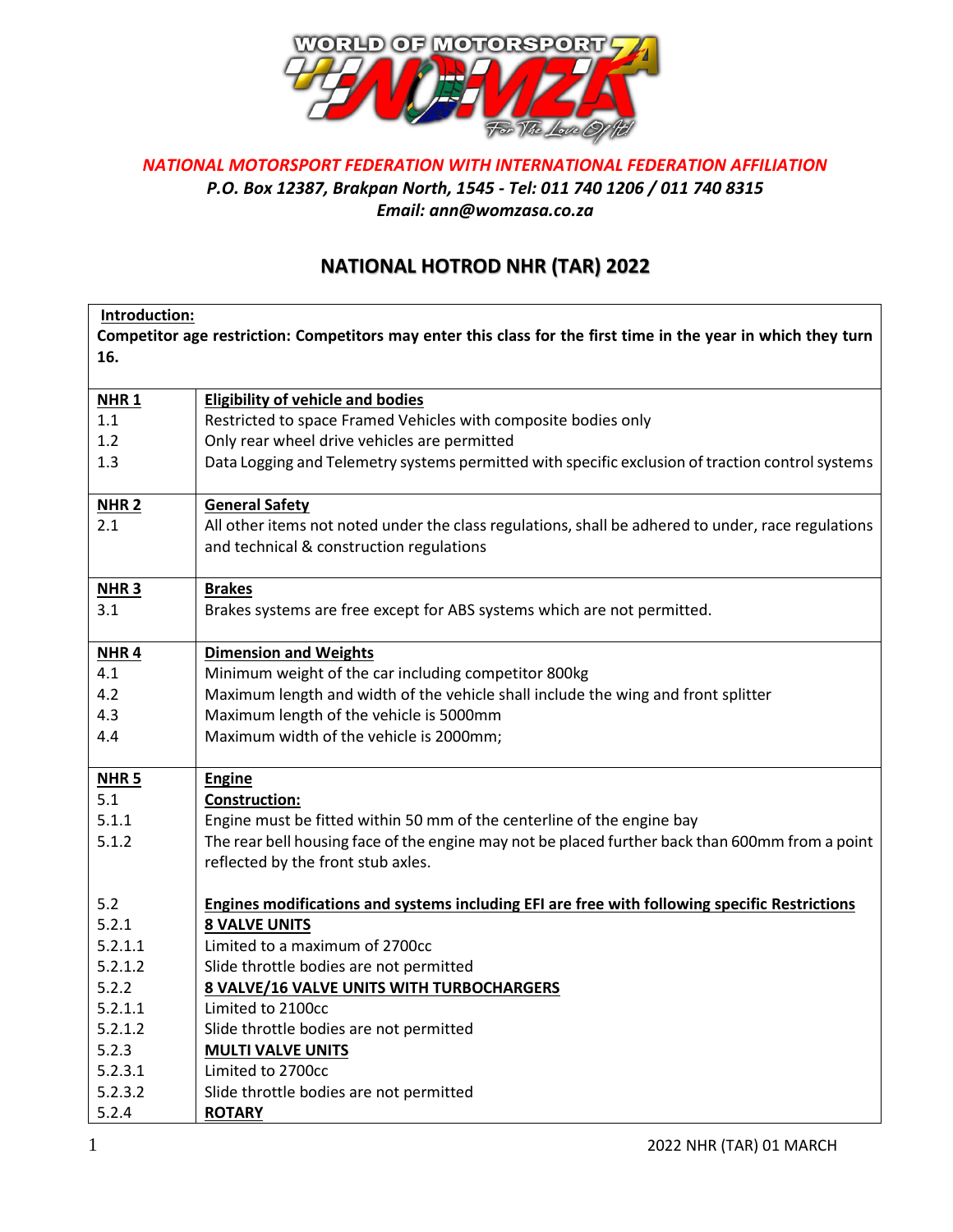*NATIONAL MOTORSPORT FEDERATION WITH INTERNATIONAL FEDERATION AFFILIATION*
***P.O. Box 12387, Brakpan North, 1545 - Tel: 011 740 1206 / 011 740 8315***
***Email: ann@womzasa.co.za***

# NATIONAL HOTROD NHR (TAR) 2022

| **Introduction:** | |
|---|---|
| **Competitor age restriction: Competitors may enter this class for the first time in the year in which they turn 16.** | |
| **NHR 1** | **Eligibility of vehicle and bodies** |
| 1.1 | Restricted to space Framed Vehicles with composite bodies only |
| 1.2 | Only rear wheel drive vehicles are permitted |
| 1.3 | Data Logging and Telemetry systems permitted with specific exclusion of traction control systems |
| **NHR 2** | **General Safety** |
| 2.1 | All other items not noted under the class regulations, shall be adhered to under, race regulations and technical & construction regulations |
| **NHR 3** | **Brakes** |
| 3.1 | Brakes systems are free except for ABS systems which are not permitted. |
| **NHR 4** | **Dimension and Weights** |
| 4.1 | Minimum weight of the car including competitor 800kg |
| 4.2 | Maximum length and width of the vehicle shall include the wing and front splitter |
| 4.3 | Maximum length of the vehicle is 5000mm |
| 4.4 | Maximum width of the vehicle is 2000mm; |
| **NHR 5** | **Engine** |
| 5.1 | **Construction:** |
| 5.1.1 | Engine must be fitted within 50 mm of the centerline of the engine bay |
| 5.1.2 | The rear bell housing face of the engine may not be placed further back than 600mm from a point reflected by the front stub axles. |
| 5.2 | **Engines modifications and systems including EFI are free with following specific Restrictions** |
| 5.2.1 | **8 VALVE UNITS** |
| 5.2.1.1 | Limited to a maximum of 2700cc |
| 5.2.1.2 | Slide throttle bodies are not permitted |
| 5.2.2 | **8 VALVE/16 VALVE UNITS WITH TURBOCHARGERS** |
| 5.2.1.1 | Limited to 2100cc |
| 5.2.1.2 | Slide throttle bodies are not permitted |
| 5.2.3 | **MULTI VALVE UNITS** |
| 5.2.3.1 | Limited to 2700cc |
| 5.2.3.2 | Slide throttle bodies are not permitted |
| 5.2.4 | **ROTARY** |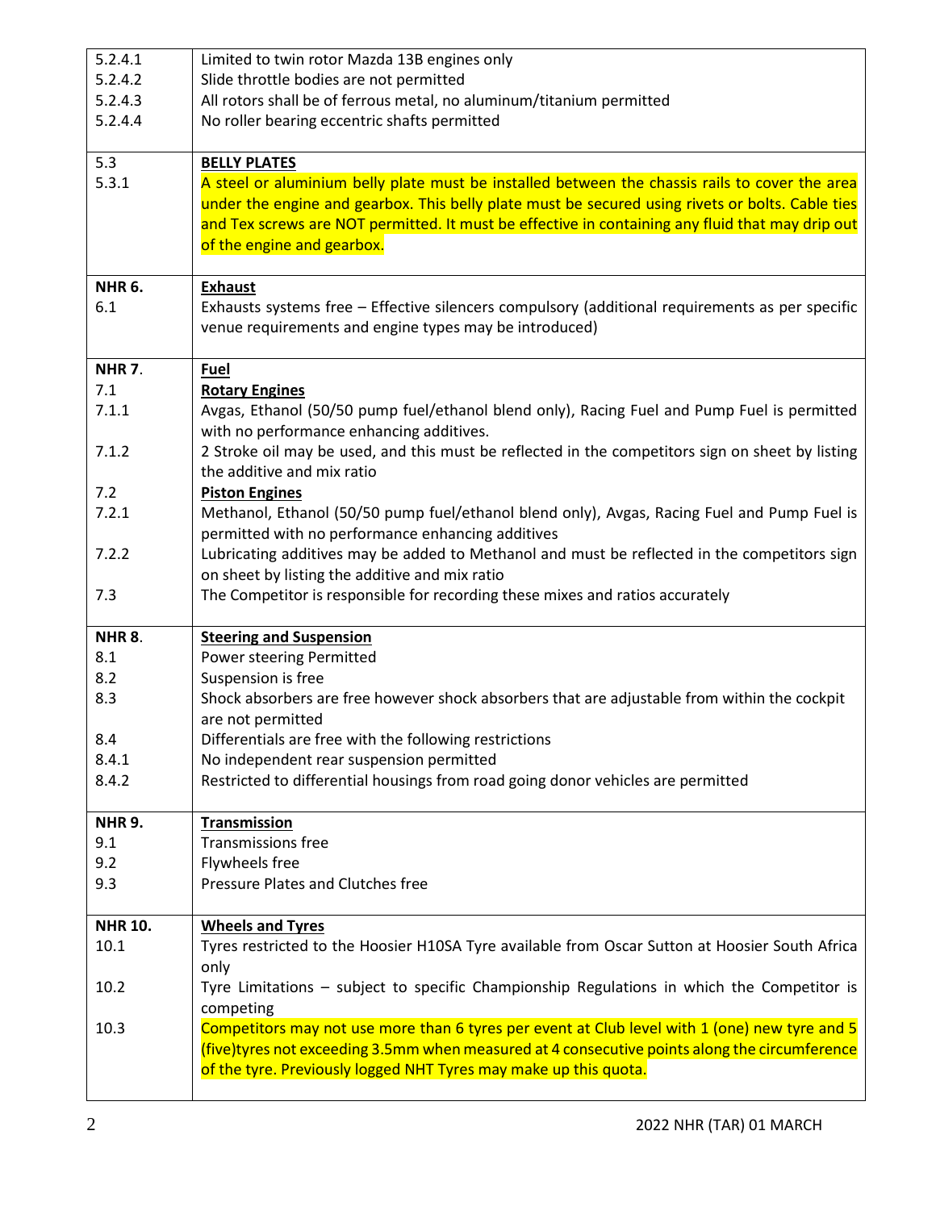| | |
|---|---|
| 5.2.4.1 | Limited to twin rotor Mazda 13B engines only |
| 5.2.4.2 | Slide throttle bodies are not permitted |
| 5.2.4.3 | All rotors shall be of ferrous metal, no aluminum/titanium permitted |
| 5.2.4.4 | No roller bearing eccentric shafts permitted |
| 5.3 | **BELLY PLATES** |
| 5.3.1 | A steel or aluminium belly plate must be installed between the chassis rails to cover the area under the engine and gearbox. This belly plate must be secured using rivets or bolts. Cable ties and Tex screws are NOT permitted. It must be effective in containing any fluid that may drip out of the engine and gearbox. |
| **NHR 6.** | **Exhaust** |
| 6.1 | Exhausts systems free – Effective silencers compulsory (additional requirements as per specific venue requirements and engine types may be introduced) |
| **NHR 7.** | **Fuel** |
| 7.1 | **Rotary Engines** |
| 7.1.1 | Avgas, Ethanol (50/50 pump fuel/ethanol blend only), Racing Fuel and Pump Fuel is permitted with no performance enhancing additives. |
| 7.1.2 | 2 Stroke oil may be used, and this must be reflected in the competitors sign on sheet by listing the additive and mix ratio |
| 7.2 | **Piston Engines** |
| 7.2.1 | Methanol, Ethanol (50/50 pump fuel/ethanol blend only), Avgas, Racing Fuel and Pump Fuel is permitted with no performance enhancing additives |
| 7.2.2 | Lubricating additives may be added to Methanol and must be reflected in the competitors sign on sheet by listing the additive and mix ratio |
| 7.3 | The Competitor is responsible for recording these mixes and ratios accurately |
| **NHR 8.** | **Steering and Suspension** |
| 8.1 | Power steering Permitted |
| 8.2 | Suspension is free |
| 8.3 | Shock absorbers are free however shock absorbers that are adjustable from within the cockpit are not permitted |
| 8.4 | Differentials are free with the following restrictions |
| 8.4.1 | No independent rear suspension permitted |
| 8.4.2 | Restricted to differential housings from road going donor vehicles are permitted |
| **NHR 9.** | **Transmission** |
| 9.1 | Transmissions free |
| 9.2 | Flywheels free |
| 9.3 | Pressure Plates and Clutches free |
| **NHR 10.** | **Wheels and Tyres** |
| 10.1 | Tyres restricted to the Hoosier H10SA Tyre available from Oscar Sutton at Hoosier South Africa only |
| 10.2 | Tyre Limitations – subject to specific Championship Regulations in which the Competitor is competing |
| 10.3 | Competitors may not use more than 6 tyres per event at Club level with 1 (one) new tyre and 5 (five)tyres not exceeding 3.5mm when measured at 4 consecutive points along the circumference of the tyre. Previously logged NHT Tyres may make up this quota. |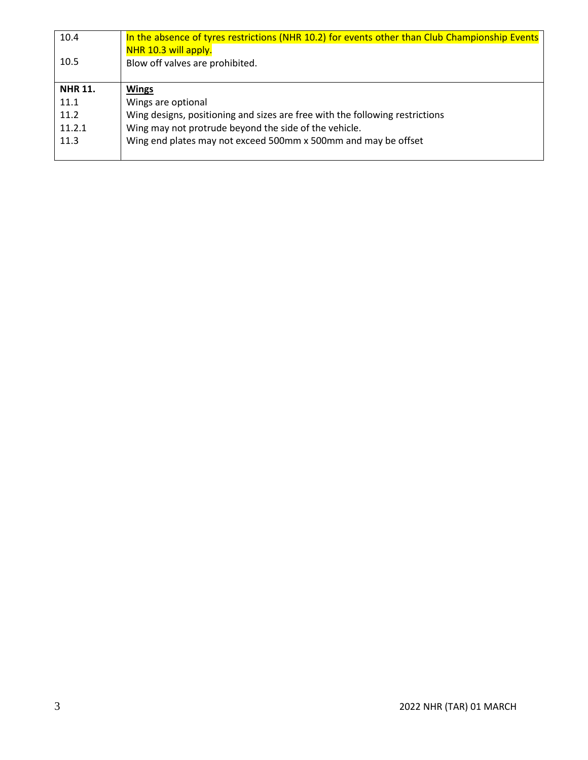| | |
|---|---|
| 10.4 | In the absence of tyres restrictions (NHR 10.2) for events other than Club Championship Events NHR 10.3 will apply. |
| 10.5 | Blow off valves are prohibited. |
| **NHR 11.** | **Wings** |
| 11.1 | Wings are optional |
| 11.2 | Wing designs, positioning and sizes are free with the following restrictions |
| 11.2.1 | Wing may not protrude beyond the side of the vehicle. |
| 11.3 | Wing end plates may not exceed 500mm x 500mm and may be offset |